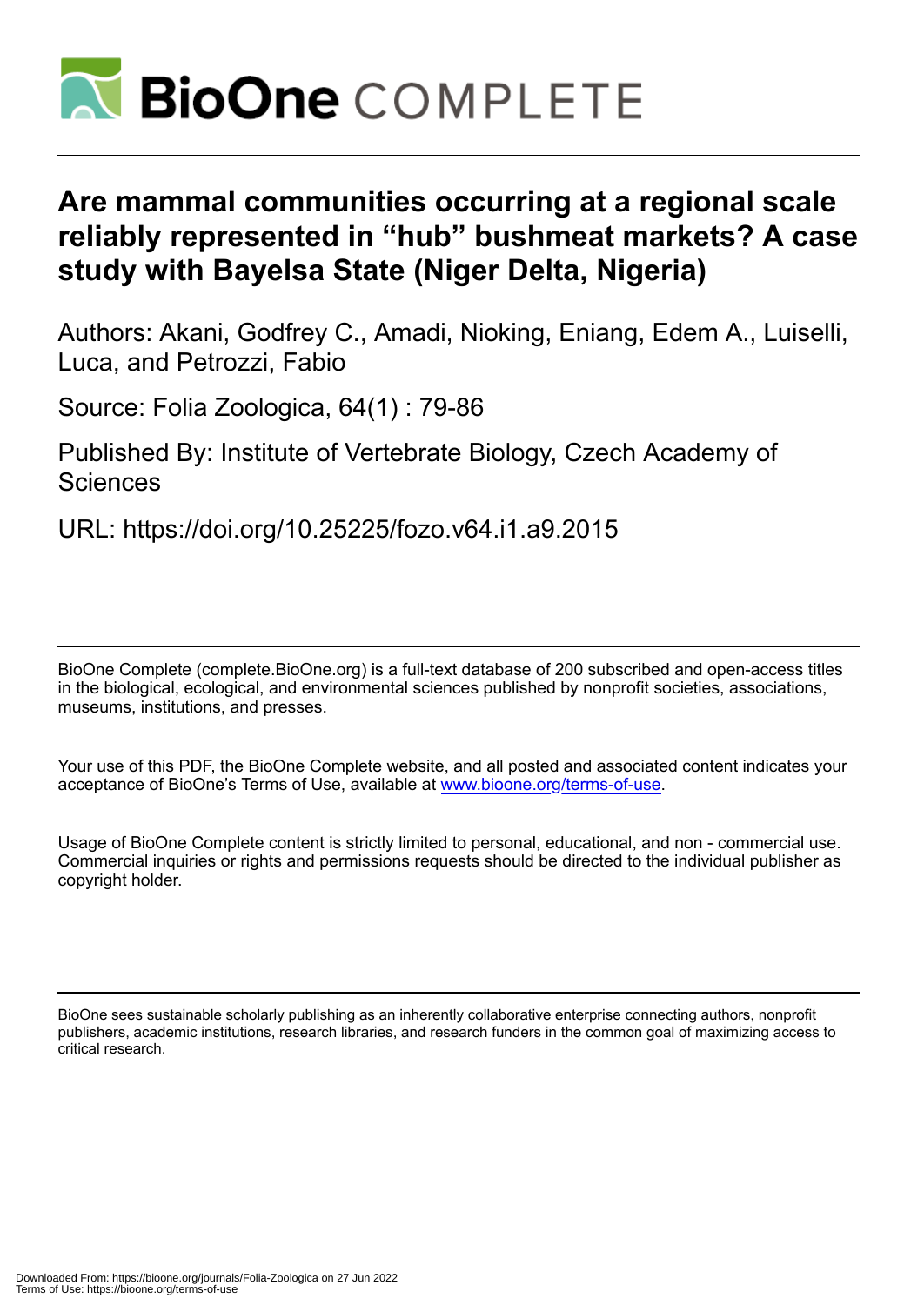# Are mammal communities occurring at a regional scale reliably represented in "hub" bushmeat markets? A case study with Bayelsa State (Niger Delta, Nigeria)

Authors: Akani, Godfrey C., Amadi, Nioking, Eniang, Edem A., Luiselli, Luca, and Petrozzi, Fabio

Source: Folia Zoologica, 64(1) : 79-86

Published By: Institute of Vertebrate Biology, Czech Academy of Sciences

URL: https://doi.org/10.25225/fozo.v64.i1.a9.2015

BioOne Complete (complete.BioOne.org) is a full-text database of 200 subscribed and open-access titles in the biological, ecological, and environmental sciences published by nonprofit societies, associations, museums, institutions, and presses.

Your use of this PDF, the BioOne Complete website, and all posted and associated content indicates your acceptance of BioOne's Terms of Use, available at www.bioone.org/terms-of-use.

Usage of BioOne Complete content is strictly limited to personal, educational, and non - commercial use. Commercial inquiries or rights and permissions requests should be directed to the individual publisher as copyright holder.

BioOne sees sustainable scholarly publishing as an inherently collaborative enterprise connecting authors, nonprofit publishers, academic institutions, research libraries, and research funders in the common goal of maximizing access to critical research.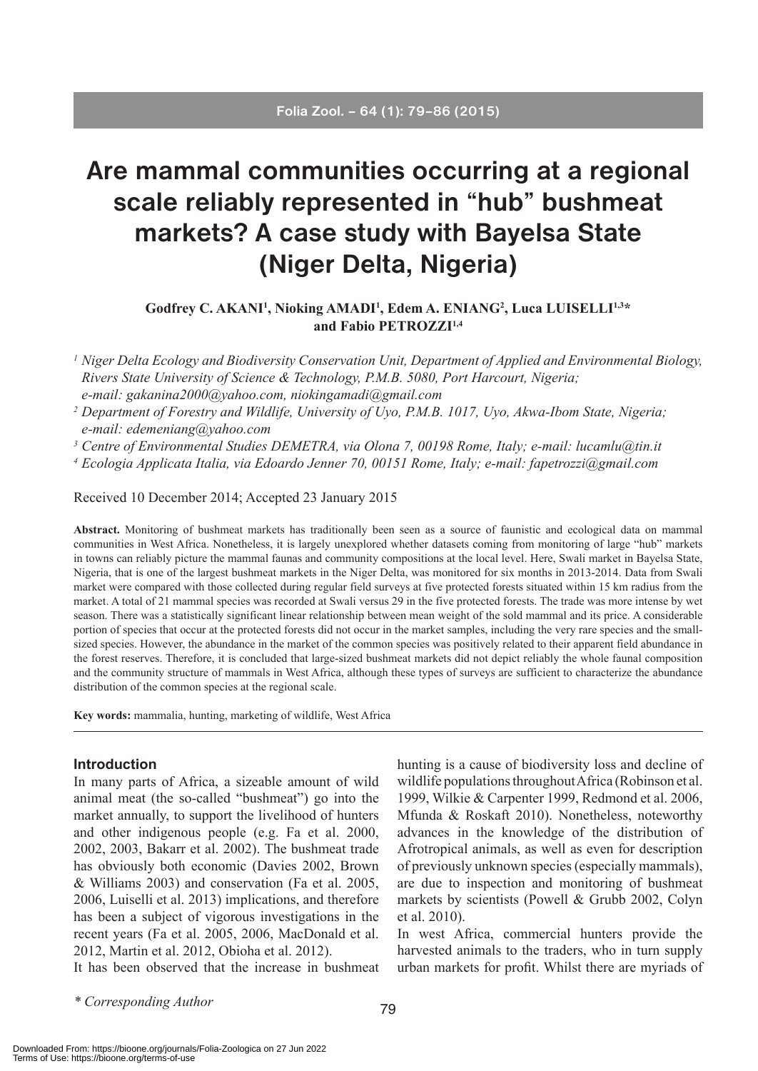Are mammal communities occurring at a regional scale reliably represented in "hub" bushmeat markets? A case study with Bayelsa State (Niger Delta, Nigeria)

**Godfrey C. AKANI[1], Nioking AMADI[1], Edem A. ENIANG[2], Luca LUISELLI[1,3]* and Fabio PETROZZI[1,4]**

[1] *Niger Delta Ecology and Biodiversity Conservation Unit, Department of Applied and Environmental Biology, Rivers State University of Science & Technology, P.M.B. 5080, Port Harcourt, Nigeria; e-mail: gakanina2000@yahoo.com, niokingamadi@gmail.com*

[2] *Department of Forestry and Wildlife, University of Uyo, P.M.B. 1017, Uyo, Akwa-Ibom State, Nigeria; e-mail: edemeniang@yahoo.com*

[3] *Centre of Environmental Studies DEMETRA, via Olona 7, 00198 Rome, Italy; e-mail: lucamlu@tin.it*

[4] *Ecologia Applicata Italia, via Edoardo Jenner 70, 00151 Rome, Italy; e-mail: fapetrozzi@gmail.com*

Received 10 December 2014; Accepted 23 January 2015

**Abstract.** Monitoring of bushmeat markets has traditionally been seen as a source of faunistic and ecological data on mammal communities in West Africa. Nonetheless, it is largely unexplored whether datasets coming from monitoring of large "hub" markets in towns can reliably picture the mammal faunas and community compositions at the local level. Here, Swali market in Bayelsa State, Nigeria, that is one of the largest bushmeat markets in the Niger Delta, was monitored for six months in 2013-2014. Data from Swali market were compared with those collected during regular field surveys at five protected forests situated within 15 km radius from the market. A total of 21 mammal species was recorded at Swali versus 29 in the five protected forests. The trade was more intense by wet season. There was a statistically significant linear relationship between mean weight of the sold mammal and its price. A considerable portion of species that occur at the protected forests did not occur in the market samples, including the very rare species and the small-sized species. However, the abundance in the market of the common species was positively related to their apparent field abundance in the forest reserves. Therefore, it is concluded that large-sized bushmeat markets did not depict reliably the whole faunal composition and the community structure of mammals in West Africa, although these types of surveys are sufficient to characterize the abundance distribution of the common species at the regional scale.

**Key words:** mammalia, hunting, marketing of wildlife, West Africa

## Introduction

In many parts of Africa, a sizeable amount of wild animal meat (the so-called "bushmeat") go into the market annually, to support the livelihood of hunters and other indigenous people (e.g. Fa et al. 2000, 2002, 2003, Bakarr et al. 2002). The bushmeat trade has obviously both economic (Davies 2002, Brown & Williams 2003) and conservation (Fa et al. 2005, 2006, Luiselli et al. 2013) implications, and therefore has been a subject of vigorous investigations in the recent years (Fa et al. 2005, 2006, MacDonald et al. 2012, Martin et al. 2012, Obioha et al. 2012).

It has been observed that the increase in bushmeat hunting is a cause of biodiversity loss and decline of wildlife populations throughout Africa (Robinson et al. 1999, Wilkie & Carpenter 1999, Redmond et al. 2006, Mfunda & Roskaft 2010). Nonetheless, noteworthy advances in the knowledge of the distribution of Afrotropical animals, as well as even for description of previously unknown species (especially mammals), are due to inspection and monitoring of bushmeat markets by scientists (Powell & Grubb 2002, Colyn et al. 2010).

In west Africa, commercial hunters provide the harvested animals to the traders, who in turn supply urban markets for profit. Whilst there are myriads of

\* *Corresponding Author*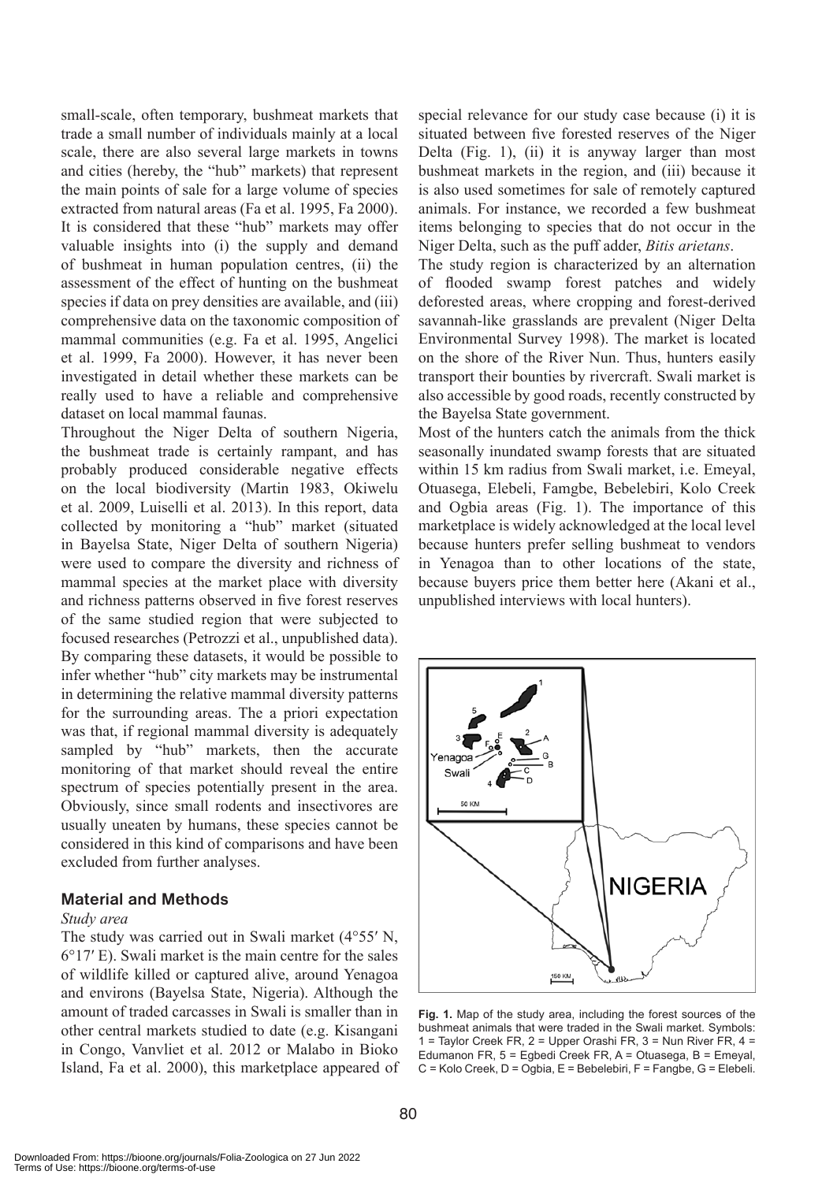small-scale, often temporary, bushmeat markets that trade a small number of individuals mainly at a local scale, there are also several large markets in towns and cities (hereby, the "hub" markets) that represent the main points of sale for a large volume of species extracted from natural areas (Fa et al. 1995, Fa 2000). It is considered that these "hub" markets may offer valuable insights into (i) the supply and demand of bushmeat in human population centres, (ii) the assessment of the effect of hunting on the bushmeat species if data on prey densities are available, and (iii) comprehensive data on the taxonomic composition of mammal communities (e.g. Fa et al. 1995, Angelici et al. 1999, Fa 2000). However, it has never been investigated in detail whether these markets can be really used to have a reliable and comprehensive dataset on local mammal faunas.

Throughout the Niger Delta of southern Nigeria, the bushmeat trade is certainly rampant, and has probably produced considerable negative effects on the local biodiversity (Martin 1983, Okiwelu et al. 2009, Luiselli et al. 2013). In this report, data collected by monitoring a "hub" market (situated in Bayelsa State, Niger Delta of southern Nigeria) were used to compare the diversity and richness of mammal species at the market place with diversity and richness patterns observed in five forest reserves of the same studied region that were subjected to focused researches (Petrozzi et al., unpublished data). By comparing these datasets, it would be possible to infer whether "hub" city markets may be instrumental in determining the relative mammal diversity patterns for the surrounding areas. The a priori expectation was that, if regional mammal diversity is adequately sampled by "hub" markets, then the accurate monitoring of that market should reveal the entire spectrum of species potentially present in the area. Obviously, since small rodents and insectivores are usually uneaten by humans, these species cannot be considered in this kind of comparisons and have been excluded from further analyses.

## Material and Methods

### *Study area*

The study was carried out in Swali market (4°55′ N, 6°17′ E). Swali market is the main centre for the sales of wildlife killed or captured alive, around Yenagoa and environs (Bayelsa State, Nigeria). Although the amount of traded carcasses in Swali is smaller than in other central markets studied to date (e.g. Kisangani in Congo, Vanvliet et al. 2012 or Malabo in Bioko Island, Fa et al. 2000), this marketplace appeared of special relevance for our study case because (i) it is situated between five forested reserves of the Niger Delta (Fig. 1), (ii) it is anyway larger than most bushmeat markets in the region, and (iii) because it is also used sometimes for sale of remotely captured animals. For instance, we recorded a few bushmeat items belonging to species that do not occur in the Niger Delta, such as the puff adder, *Bitis arietans*.

The study region is characterized by an alternation of flooded swamp forest patches and widely deforested areas, where cropping and forest-derived savannah-like grasslands are prevalent (Niger Delta Environmental Survey 1998). The market is located on the shore of the River Nun. Thus, hunters easily transport their bounties by rivercraft. Swali market is also accessible by good roads, recently constructed by the Bayelsa State government.

Most of the hunters catch the animals from the thick seasonally inundated swamp forests that are situated within 15 km radius from Swali market, i.e. Emeyal, Otuasega, Elebeli, Famgbe, Bebelebiri, Kolo Creek and Ogbia areas (Fig. 1). The importance of this marketplace is widely acknowledged at the local level because hunters prefer selling bushmeat to vendors in Yenagoa than to other locations of the state, because buyers price them better here (Akani et al., unpublished interviews with local hunters).

**Fig. 1.** Map of the study area, including the forest sources of the bushmeat animals that were traded in the Swali market. Symbols: 1 = Taylor Creek FR, 2 = Upper Orashi FR, 3 = Nun River FR, 4 = Edumanon FR, 5 = Egbedi Creek FR, A = Otuasega, B = Emeyal, C = Kolo Creek, D = Ogbia, E = Bebelebiri, F = Fangbe, G = Elebeli.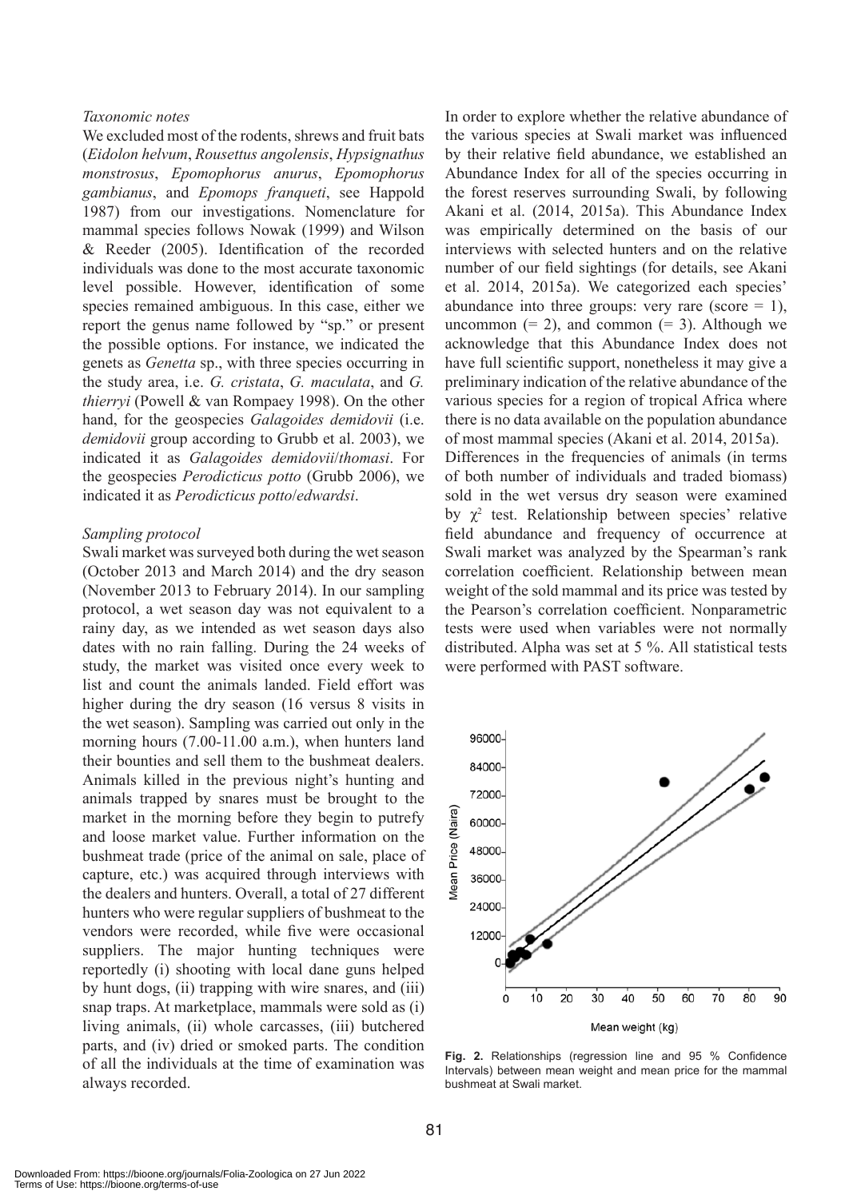*Taxonomic notes*

We excluded most of the rodents, shrews and fruit bats (*Eidolon helvum*, *Rousettus angolensis*, *Hypsignathus monstrosus*, *Epomophorus anurus*, *Epomophorus gambianus*, and *Epomops franqueti*, see Happold 1987) from our investigations. Nomenclature for mammal species follows Nowak (1999) and Wilson & Reeder (2005). Identification of the recorded individuals was done to the most accurate taxonomic level possible. However, identification of some species remained ambiguous. In this case, either we report the genus name followed by "sp." or present the possible options. For instance, we indicated the genets as *Genetta* sp., with three species occurring in the study area, i.e. *G. cristata*, *G. maculata*, and *G. thierryi* (Powell & van Rompaey 1998). On the other hand, for the geospecies *Galagoides demidovii* (i.e. *demidovii* group according to Grubb et al. 2003), we indicated it as *Galagoides demidovii*/*thomasi*. For the geospecies *Perodicticus potto* (Grubb 2006), we indicated it as *Perodicticus potto*/*edwardsi*.

*Sampling protocol*

Swali market was surveyed both during the wet season (October 2013 and March 2014) and the dry season (November 2013 to February 2014). In our sampling protocol, a wet season day was not equivalent to a rainy day, as we intended as wet season days also dates with no rain falling. During the 24 weeks of study, the market was visited once every week to list and count the animals landed. Field effort was higher during the dry season (16 versus 8 visits in the wet season). Sampling was carried out only in the morning hours (7.00-11.00 a.m.), when hunters land their bounties and sell them to the bushmeat dealers. Animals killed in the previous night's hunting and animals trapped by snares must be brought to the market in the morning before they begin to putrefy and loose market value. Further information on the bushmeat trade (price of the animal on sale, place of capture, etc.) was acquired through interviews with the dealers and hunters. Overall, a total of 27 different hunters who were regular suppliers of bushmeat to the vendors were recorded, while five were occasional suppliers. The major hunting techniques were reportedly (i) shooting with local dane guns helped by hunt dogs, (ii) trapping with wire snares, and (iii) snap traps. At marketplace, mammals were sold as (i) living animals, (ii) whole carcasses, (iii) butchered parts, and (iv) dried or smoked parts. The condition of all the individuals at the time of examination was always recorded.

In order to explore whether the relative abundance of the various species at Swali market was influenced by their relative field abundance, we established an Abundance Index for all of the species occurring in the forest reserves surrounding Swali, by following Akani et al. (2014, 2015a). This Abundance Index was empirically determined on the basis of our interviews with selected hunters and on the relative number of our field sightings (for details, see Akani et al. 2014, 2015a). We categorized each species' abundance into three groups: very rare (score = 1), uncommon (= 2), and common (= 3). Although we acknowledge that this Abundance Index does not have full scientific support, nonetheless it may give a preliminary indication of the relative abundance of the various species for a region of tropical Africa where there is no data available on the population abundance of most mammal species (Akani et al. 2014, 2015a).

Differences in the frequencies of animals (in terms of both number of individuals and traded biomass) sold in the wet versus dry season were examined by $\chi^2$ test. Relationship between species' relative field abundance and frequency of occurrence at Swali market was analyzed by the Spearman's rank correlation coefficient. Relationship between mean weight of the sold mammal and its price was tested by the Pearson's correlation coefficient. Nonparametric tests were used when variables were not normally distributed. Alpha was set at 5 %. All statistical tests were performed with PAST software.

**Fig. 2.** Relationships (regression line and 95 % Confidence Intervals) between mean weight and mean price for the mammal bushmeat at Swali market.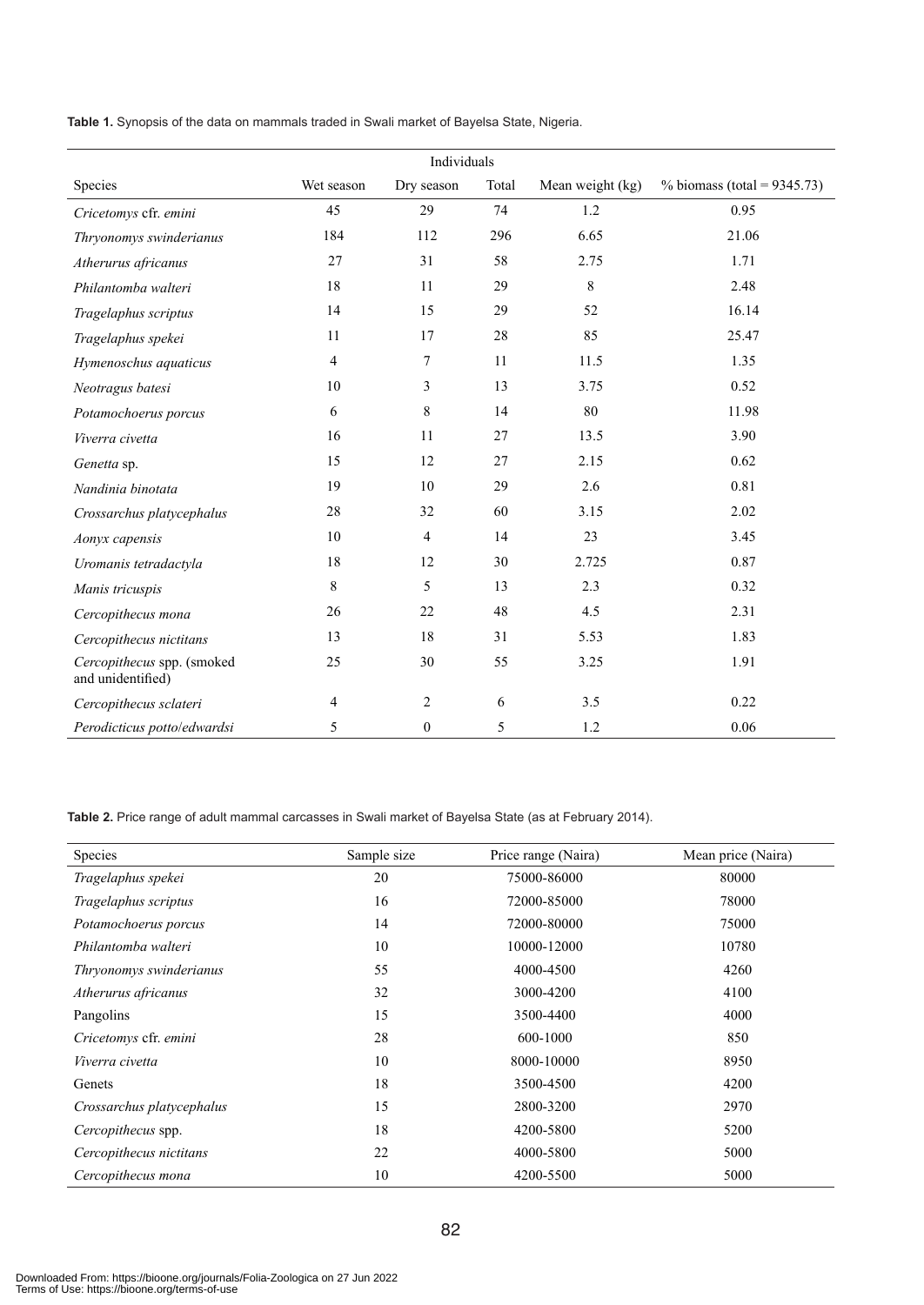**Table 1.** Synopsis of the data on mammals traded in Swali market of Bayelsa State, Nigeria.

| | Individuals | | | | |
|---|---|---|---|---|---|
| Species | Wet season | Dry season | Total | Mean weight (kg) | % biomass (total = 9345.73) |
| *Cricetomys* cfr. *emini* | 45 | 29 | 74 | 1.2 | 0.95 |
| *Thryonomys swinderianus* | 184 | 112 | 296 | 6.65 | 21.06 |
| *Atherurus africanus* | 27 | 31 | 58 | 2.75 | 1.71 |
| *Philantomba walteri* | 18 | 11 | 29 | 8 | 2.48 |
| *Tragelaphus scriptus* | 14 | 15 | 29 | 52 | 16.14 |
| *Tragelaphus spekei* | 11 | 17 | 28 | 85 | 25.47 |
| *Hymenoschus aquaticus* | 4 | 7 | 11 | 11.5 | 1.35 |
| *Neotragus batesi* | 10 | 3 | 13 | 3.75 | 0.52 |
| *Potamochoerus porcus* | 6 | 8 | 14 | 80 | 11.98 |
| *Viverra civetta* | 16 | 11 | 27 | 13.5 | 3.90 |
| *Genetta* sp. | 15 | 12 | 27 | 2.15 | 0.62 |
| *Nandinia binotata* | 19 | 10 | 29 | 2.6 | 0.81 |
| *Crossarchus platycephalus* | 28 | 32 | 60 | 3.15 | 2.02 |
| *Aonyx capensis* | 10 | 4 | 14 | 23 | 3.45 |
| *Uromanis tetradactyla* | 18 | 12 | 30 | 2.725 | 0.87 |
| *Manis tricuspis* | 8 | 5 | 13 | 2.3 | 0.32 |
| *Cercopithecus mona* | 26 | 22 | 48 | 4.5 | 2.31 |
| *Cercopithecus nictitans* | 13 | 18 | 31 | 5.53 | 1.83 |
| *Cercopithecus* spp. (smoked and unidentified) | 25 | 30 | 55 | 3.25 | 1.91 |
| *Cercopithecus sclateri* | 4 | 2 | 6 | 3.5 | 0.22 |
| *Perodicticus potto*/*edwardsi* | 5 | 0 | 5 | 1.2 | 0.06 |

**Table 2.** Price range of adult mammal carcasses in Swali market of Bayelsa State (as at February 2014).

| Species | Sample size | Price range (Naira) | Mean price (Naira) |
|---|---|---|---|
| *Tragelaphus spekei* | 20 | 75000-86000 | 80000 |
| *Tragelaphus scriptus* | 16 | 72000-85000 | 78000 |
| *Potamochoerus porcus* | 14 | 72000-80000 | 75000 |
| *Philantomba walteri* | 10 | 10000-12000 | 10780 |
| *Thryonomys swinderianus* | 55 | 4000-4500 | 4260 |
| *Atherurus africanus* | 32 | 3000-4200 | 4100 |
| Pangolins | 15 | 3500-4400 | 4000 |
| *Cricetomys* cfr. *emini* | 28 | 600-1000 | 850 |
| *Viverra civetta* | 10 | 8000-10000 | 8950 |
| Genets | 18 | 3500-4500 | 4200 |
| *Crossarchus platycephalus* | 15 | 2800-3200 | 2970 |
| *Cercopithecus* spp. | 18 | 4200-5800 | 5200 |
| *Cercopithecus nictitans* | 22 | 4000-5800 | 5000 |
| *Cercopithecus mona* | 10 | 4200-5500 | 5000 |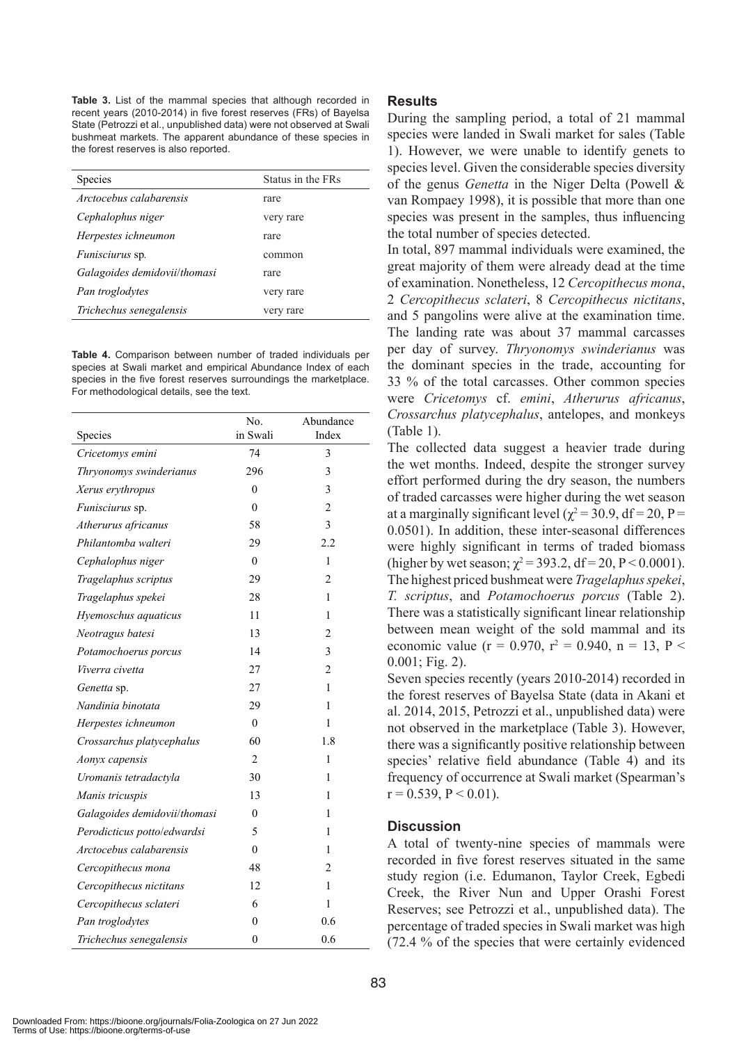**Table 3.** List of the mammal species that although recorded in recent years (2010-2014) in five forest reserves (FRs) of Bayelsa State (Petrozzi et al., unpublished data) were not observed at Swali bushmeat markets. The apparent abundance of these species in the forest reserves is also reported.

| Species | Status in the FRs |
|---|---|
| *Arctocebus calabarensis* | rare |
| *Cephalophus niger* | very rare |
| *Herpestes ichneumon* | rare |
| *Funisciurus* sp. | common |
| *Galagoides demidovii/thomasi* | rare |
| *Pan troglodytes* | very rare |
| *Trichechus senegalensis* | very rare |

**Table 4.** Comparison between number of traded individuals per species at Swali market and empirical Abundance Index of each species in the five forest reserves surroundings the marketplace. For methodological details, see the text.

| Species | No. in Swali | Abundance Index |
|---|---|---|
| *Cricetomys emini* | 74 | 3 |
| *Thryonomys swinderianus* | 296 | 3 |
| *Xerus erythropus* | 0 | 3 |
| *Funisciurus* sp. | 0 | 2 |
| *Atherurus africanus* | 58 | 3 |
| *Philantomba walteri* | 29 | 2.2 |
| *Cephalophus niger* | 0 | 1 |
| *Tragelaphus scriptus* | 29 | 2 |
| *Tragelaphus spekei* | 28 | 1 |
| *Hyemoschus aquaticus* | 11 | 1 |
| *Neotragus batesi* | 13 | 2 |
| *Potamochoerus porcus* | 14 | 3 |
| *Viverra civetta* | 27 | 2 |
| *Genetta* sp. | 27 | 1 |
| *Nandinia binotata* | 29 | 1 |
| *Herpestes ichneumon* | 0 | 1 |
| *Crossarchus platycephalus* | 60 | 1.8 |
| *Aonyx capensis* | 2 | 1 |
| *Uromanis tetradactyla* | 30 | 1 |
| *Manis tricuspis* | 13 | 1 |
| *Galagoides demidovii/thomasi* | 0 | 1 |
| *Perodicticus potto/edwardsi* | 5 | 1 |
| *Arctocebus calabarensis* | 0 | 1 |
| *Cercopithecus mona* | 48 | 2 |
| *Cercopithecus nictitans* | 12 | 1 |
| *Cercopithecus sclateri* | 6 | 1 |
| *Pan troglodytes* | 0 | 0.6 |
| *Trichechus senegalensis* | 0 | 0.6 |

## Results

During the sampling period, a total of 21 mammal species were landed in Swali market for sales (Table 1). However, we were unable to identify genets to species level. Given the considerable species diversity of the genus *Genetta* in the Niger Delta (Powell & van Rompaey 1998), it is possible that more than one species was present in the samples, thus influencing the total number of species detected.

In total, 897 mammal individuals were examined, the great majority of them were already dead at the time of examination. Nonetheless, 12 *Cercopithecus mona*, 2 *Cercopithecus sclateri*, 8 *Cercopithecus nictitans*, and 5 pangolins were alive at the examination time. The landing rate was about 37 mammal carcasses per day of survey. *Thryonomys swinderianus* was the dominant species in the trade, accounting for 33 % of the total carcasses. Other common species were *Cricetomys* cf. *emini*, *Atherurus africanus*, *Crossarchus platycephalus*, antelopes, and monkeys (Table 1).

The collected data suggest a heavier trade during the wet months. Indeed, despite the stronger survey effort performed during the dry season, the numbers of traded carcasses were higher during the wet season at a marginally significant level ($\chi^2 = 30.9$, df = 20, P = 0.0501). In addition, these inter-seasonal differences were highly significant in terms of traded biomass (higher by wet season; $\chi^2 = 393.2$, df = 20, P < 0.0001). The highest priced bushmeat were *Tragelaphus spekei*, *T. scriptus*, and *Potamochoerus porcus* (Table 2). There was a statistically significant linear relationship between mean weight of the sold mammal and its economic value (r = 0.970, $r^2 = 0.940$, n = 13, P < 0.001; Fig. 2).

Seven species recently (years 2010-2014) recorded in the forest reserves of Bayelsa State (data in Akani et al. 2014, 2015, Petrozzi et al., unpublished data) were not observed in the marketplace (Table 3). However, there was a significantly positive relationship between species' relative field abundance (Table 4) and its frequency of occurrence at Swali market (Spearman's r = 0.539, P < 0.01).

## Discussion

A total of twenty-nine species of mammals were recorded in five forest reserves situated in the same study region (i.e. Edumanon, Taylor Creek, Egbedi Creek, the River Nun and Upper Orashi Forest Reserves; see Petrozzi et al., unpublished data). The percentage of traded species in Swali market was high (72.4 % of the species that were certainly evidenced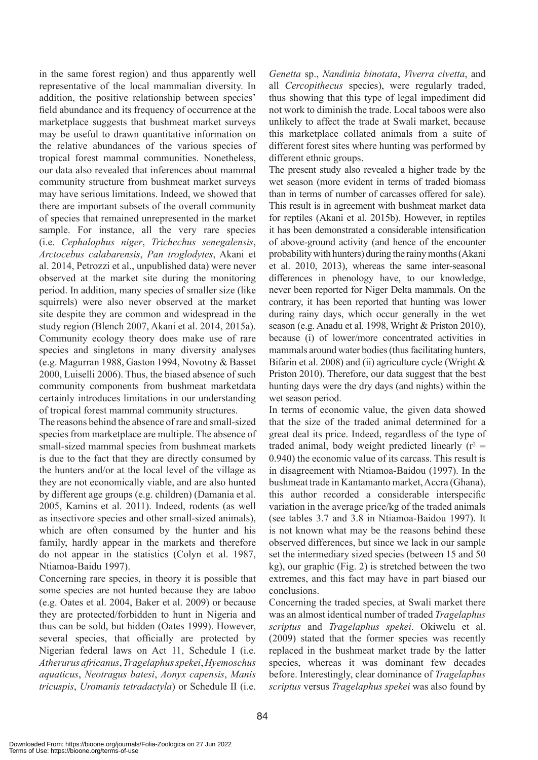in the same forest region) and thus apparently well representative of the local mammalian diversity. In addition, the positive relationship between species' field abundance and its frequency of occurrence at the marketplace suggests that bushmeat market surveys may be useful to drawn quantitative information on the relative abundances of the various species of tropical forest mammal communities. Nonetheless, our data also revealed that inferences about mammal community structure from bushmeat market surveys may have serious limitations. Indeed, we showed that there are important subsets of the overall community of species that remained unrepresented in the market sample. For instance, all the very rare species (i.e. *Cephalophus niger*, *Trichechus senegalensis*, *Arctocebus calabarensis*, *Pan troglodytes*, Akani et al. 2014, Petrozzi et al., unpublished data) were never observed at the market site during the monitoring period. In addition, many species of smaller size (like squirrels) were also never observed at the market site despite they are common and widespread in the study region (Blench 2007, Akani et al. 2014, 2015a). Community ecology theory does make use of rare species and singletons in many diversity analyses (e.g. Magurran 1988, Gaston 1994, Novotny & Basset 2000, Luiselli 2006). Thus, the biased absence of such community components from bushmeat marketdata certainly introduces limitations in our understanding of tropical forest mammal community structures.

The reasons behind the absence of rare and small-sized species from marketplace are multiple. The absence of small-sized mammal species from bushmeat markets is due to the fact that they are directly consumed by the hunters and/or at the local level of the village as they are not economically viable, and are also hunted by different age groups (e.g. children) (Damania et al. 2005, Kamins et al. 2011). Indeed, rodents (as well as insectivore species and other small-sized animals), which are often consumed by the hunter and his family, hardly appear in the markets and therefore do not appear in the statistics (Colyn et al. 1987, Ntiamoa-Baidu 1997).

Concerning rare species, in theory it is possible that some species are not hunted because they are taboo (e.g. Oates et al. 2004, Baker et al. 2009) or because they are protected/forbidden to hunt in Nigeria and thus can be sold, but hidden (Oates 1999). However, several species, that officially are protected by Nigerian federal laws on Act 11, Schedule I (i.e. *Atherurus africanus*, *Tragelaphus spekei*, *Hyemoschus aquaticus*, *Neotragus batesi*, *Aonyx capensis*, *Manis tricuspis*, *Uromanis tetradactyla*) or Schedule II (i.e. *Genetta* sp., *Nandinia binotata*, *Viverra civetta*, and all *Cercopithecus* species), were regularly traded, thus showing that this type of legal impediment did not work to diminish the trade. Local taboos were also unlikely to affect the trade at Swali market, because this marketplace collated animals from a suite of different forest sites where hunting was performed by different ethnic groups.

The present study also revealed a higher trade by the wet season (more evident in terms of traded biomass than in terms of number of carcasses offered for sale). This result is in agreement with bushmeat market data for reptiles (Akani et al. 2015b). However, in reptiles it has been demonstrated a considerable intensification of above-ground activity (and hence of the encounter probability with hunters) during the rainy months (Akani et al. 2010, 2013), whereas the same inter-seasonal differences in phenology have, to our knowledge, never been reported for Niger Delta mammals. On the contrary, it has been reported that hunting was lower during rainy days, which occur generally in the wet season (e.g. Anadu et al. 1998, Wright & Priston 2010), because (i) of lower/more concentrated activities in mammals around water bodies (thus facilitating hunters, Bifarin et al. 2008) and (ii) agriculture cycle (Wright & Priston 2010). Therefore, our data suggest that the best hunting days were the dry days (and nights) within the wet season period.

In terms of economic value, the given data showed that the size of the traded animal determined for a great deal its price. Indeed, regardless of the type of traded animal, body weight predicted linearly ($r^2 = 0.940$) the economic value of its carcass. This result is in disagreement with Ntiamoa-Baidou (1997). In the bushmeat trade in Kantamanto market, Accra (Ghana), this author recorded a considerable interspecific variation in the average price/kg of the traded animals (see tables 3.7 and 3.8 in Ntiamoa-Baidou 1997). It is not known what may be the reasons behind these observed differences, but since we lack in our sample set the intermediary sized species (between 15 and 50 kg), our graphic (Fig. 2) is stretched between the two extremes, and this fact may have in part biased our conclusions.

Concerning the traded species, at Swali market there was an almost identical number of traded *Tragelaphus scriptus* and *Tragelaphus spekei*. Okiwelu et al. (2009) stated that the former species was recently replaced in the bushmeat market trade by the latter species, whereas it was dominant few decades before. Interestingly, clear dominance of *Tragelaphus scriptus* versus *Tragelaphus spekei* was also found by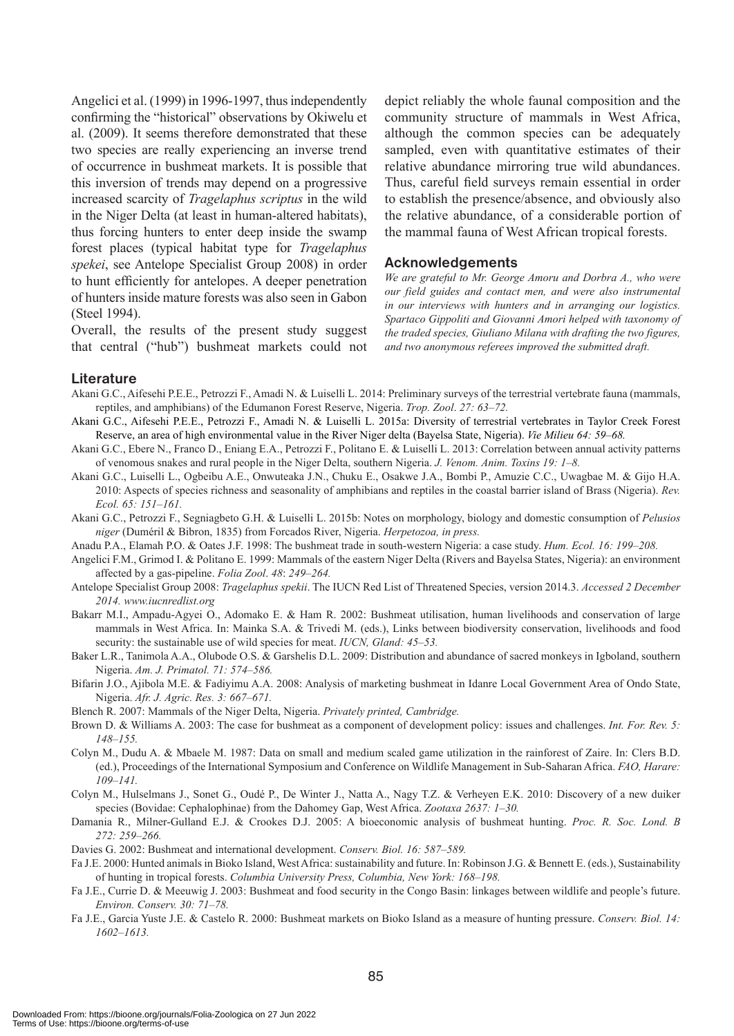Angelici et al. (1999) in 1996-1997, thus independently confirming the "historical" observations by Okiwelu et al. (2009). It seems therefore demonstrated that these two species are really experiencing an inverse trend of occurrence in bushmeat markets. It is possible that this inversion of trends may depend on a progressive increased scarcity of *Tragelaphus scriptus* in the wild in the Niger Delta (at least in human-altered habitats), thus forcing hunters to enter deep inside the swamp forest places (typical habitat type for *Tragelaphus spekei*, see Antelope Specialist Group 2008) in order to hunt efficiently for antelopes. A deeper penetration of hunters inside mature forests was also seen in Gabon (Steel 1994).

Overall, the results of the present study suggest that central ("hub") bushmeat markets could not depict reliably the whole faunal composition and the community structure of mammals in West Africa, although the common species can be adequately sampled, even with quantitative estimates of their relative abundance mirroring true wild abundances. Thus, careful field surveys remain essential in order to establish the presence/absence, and obviously also the relative abundance, of a considerable portion of the mammal fauna of West African tropical forests.

## Acknowledgements

*We are grateful to Mr. George Amoru and Dorbra A., who were our field guides and contact men, and were also instrumental in our interviews with hunters and in arranging our logistics. Spartaco Gippoliti and Giovanni Amori helped with taxonomy of the traded species, Giuliano Milana with drafting the two figures, and two anonymous referees improved the submitted draft.*

## Literature

Akani G.C., Aifesehi P.E.E., Petrozzi F., Amadi N. & Luiselli L. 2014: Preliminary surveys of the terrestrial vertebrate fauna (mammals, reptiles, and amphibians) of the Edumanon Forest Reserve, Nigeria. *Trop. Zool. 27: 63–72.*

Akani G.C., Aifesehi P.E.E., Petrozzi F., Amadi N. & Luiselli L. 2015a: Diversity of terrestrial vertebrates in Taylor Creek Forest Reserve, an area of high environmental value in the River Niger delta (Bayelsa State, Nigeria). *Vie Milieu 64: 59–68.*

Akani G.C., Ebere N., Franco D., Eniang E.A., Petrozzi F., Politano E. & Luiselli L. 2013: Correlation between annual activity patterns of venomous snakes and rural people in the Niger Delta, southern Nigeria. *J. Venom. Anim. Toxins 19: 1–8.*

Akani G.C., Luiselli L., Ogbeibu A.E., Onwuteaka J.N., Chuku E., Osakwe J.A., Bombi P., Amuzie C.C., Uwagbae M. & Gijo H.A. 2010: Aspects of species richness and seasonality of amphibians and reptiles in the coastal barrier island of Brass (Nigeria). *Rev. Ecol. 65: 151–161.*

Akani G.C., Petrozzi F., Segniagbeto G.H. & Luiselli L. 2015b: Notes on morphology, biology and domestic consumption of *Pelusios niger* (Duméril & Bibron, 1835) from Forcados River, Nigeria. *Herpetozoa, in press.*

Anadu P.A., Elamah P.O. & Oates J.F. 1998: The bushmeat trade in south-western Nigeria: a case study. *Hum. Ecol. 16: 199–208.*

Angelici F.M., Grimod I. & Politano E. 1999: Mammals of the eastern Niger Delta (Rivers and Bayelsa States, Nigeria): an environment affected by a gas-pipeline. *Folia Zool*. *48*: *249–264.*

Antelope Specialist Group 2008: *Tragelaphus spekii*. The IUCN Red List of Threatened Species, version 2014.3. *Accessed 2 December 2014. www.iucnredlist.org*

Bakarr M.I., Ampadu-Agyei O., Adomako E. & Ham R. 2002: Bushmeat utilisation, human livelihoods and conservation of large mammals in West Africa. In: Mainka S.A. & Trivedi M. (eds.), Links between biodiversity conservation, livelihoods and food security: the sustainable use of wild species for meat. *IUCN, Gland: 45–53.*

Baker L.R., Tanimola A.A., Olubode O.S. & Garshelis D.L. 2009: Distribution and abundance of sacred monkeys in Igboland, southern Nigeria. *Am. J. Primatol. 71: 574–586.*

Bifarin J.O., Ajibola M.E. & Fadiyimu A.A. 2008: Analysis of marketing bushmeat in Idanre Local Government Area of Ondo State, Nigeria. *Afr. J. Agric. Res. 3: 667–671.*

Blench R. 2007: Mammals of the Niger Delta, Nigeria. *Privately printed, Cambridge.*

Brown D. & Williams A. 2003: The case for bushmeat as a component of development policy: issues and challenges. *Int. For. Rev. 5: 148–155.*

Colyn M., Dudu A. & Mbaele M. 1987: Data on small and medium scaled game utilization in the rainforest of Zaire. In: Clers B.D. (ed.), Proceedings of the International Symposium and Conference on Wildlife Management in Sub-Saharan Africa. *FAO, Harare: 109–141.*

Colyn M., Hulselmans J., Sonet G., Oudé P., De Winter J., Natta A., Nagy T.Z. & Verheyen E.K. 2010: Discovery of a new duiker species (Bovidae: Cephalophinae) from the Dahomey Gap, West Africa. *Zootaxa 2637: 1–30.*

Damania R., Milner-Gulland E.J. & Crookes D.J. 2005: A bioeconomic analysis of bushmeat hunting. *Proc. R. Soc. Lond. B 272: 259–266.*

Davies G. 2002: Bushmeat and international development. *Conserv. Biol. 16: 587–589.*

Fa J.E. 2000: Hunted animals in Bioko Island, West Africa: sustainability and future. In: Robinson J.G. & Bennett E. (eds.), Sustainability of hunting in tropical forests. *Columbia University Press, Columbia, New York: 168–198.*

Fa J.E., Currie D. & Meeuwig J. 2003: Bushmeat and food security in the Congo Basin: linkages between wildlife and people's future. *Environ. Conserv. 30: 71–78.*

Fa J.E., Garcia Yuste J.E. & Castelo R. 2000: Bushmeat markets on Bioko Island as a measure of hunting pressure. *Conserv. Biol. 14: 1602–1613.*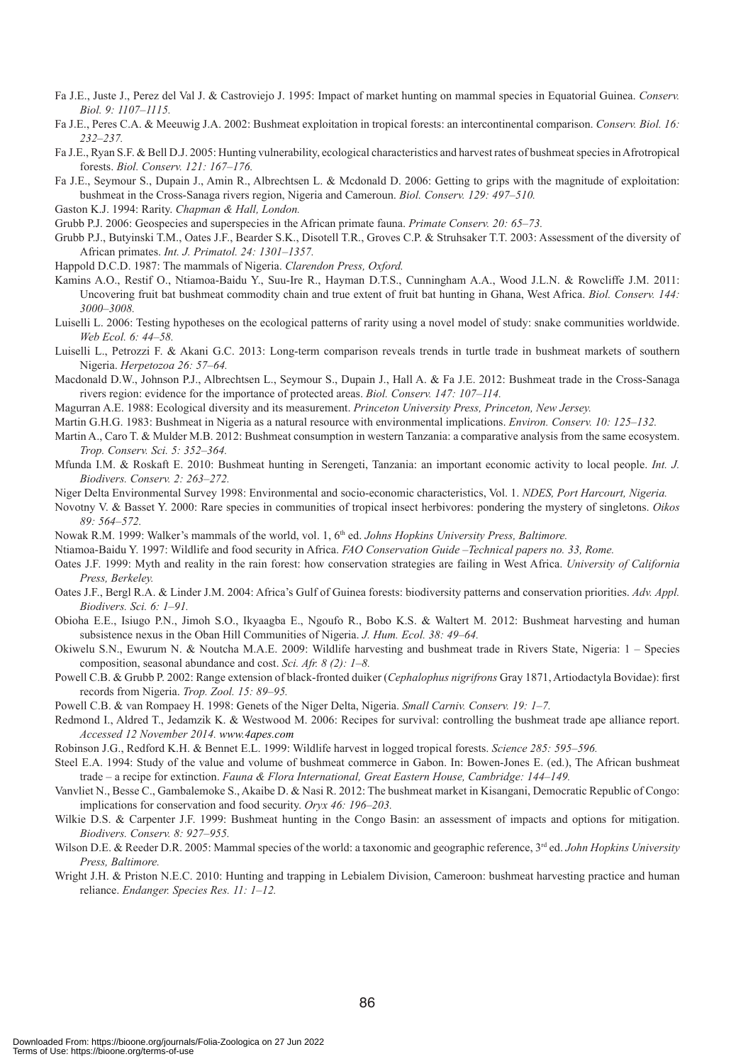Fa J.E., Juste J., Perez del Val J. & Castroviejo J. 1995: Impact of market hunting on mammal species in Equatorial Guinea. *Conserv. Biol. 9: 1107–1115.*

Fa J.E., Peres C.A. & Meeuwig J.A. 2002: Bushmeat exploitation in tropical forests: an intercontinental comparison. *Conserv. Biol. 16: 232–237.*

Fa J.E., Ryan S.F. & Bell D.J. 2005: Hunting vulnerability, ecological characteristics and harvest rates of bushmeat species in Afrotropical forests. *Biol. Conserv. 121: 167–176.*

Fa J.E., Seymour S., Dupain J., Amin R., Albrechtsen L. & Mcdonald D. 2006: Getting to grips with the magnitude of exploitation: bushmeat in the Cross-Sanaga rivers region, Nigeria and Cameroun. *Biol. Conserv. 129: 497–510.*

Gaston K.J. 1994: Rarity. *Chapman & Hall, London.*

Grubb P.J. 2006: Geospecies and superspecies in the African primate fauna. *Primate Conserv. 20: 65–73.*

Grubb P.J., Butyinski T.M., Oates J.F., Bearder S.K., Disotell T.R., Groves C.P. & Struhsaker T.T. 2003: Assessment of the diversity of African primates. *Int. J. Primatol. 24: 1301–1357.*

Happold D.C.D. 1987: The mammals of Nigeria. *Clarendon Press, Oxford.*

Kamins A.O., Restif O., Ntiamoa-Baidu Y., Suu-Ire R., Hayman D.T.S., Cunningham A.A., Wood J.L.N. & Rowcliffe J.M. 2011: Uncovering fruit bat bushmeat commodity chain and true extent of fruit bat hunting in Ghana, West Africa. *Biol. Conserv. 144: 3000–3008.*

Luiselli L. 2006: Testing hypotheses on the ecological patterns of rarity using a novel model of study: snake communities worldwide. *Web Ecol. 6: 44–58.*

Luiselli L., Petrozzi F. & Akani G.C. 2013: Long-term comparison reveals trends in turtle trade in bushmeat markets of southern Nigeria. *Herpetozoa 26: 57–64.*

Macdonald D.W., Johnson P.J., Albrechtsen L., Seymour S., Dupain J., Hall A. & Fa J.E. 2012: Bushmeat trade in the Cross-Sanaga rivers region: evidence for the importance of protected areas. *Biol. Conserv. 147: 107–114.*

Magurran A.E. 1988: Ecological diversity and its measurement. *Princeton University Press, Princeton, New Jersey.*

Martin G.H.G. 1983: Bushmeat in Nigeria as a natural resource with environmental implications. *Environ. Conserv. 10: 125–132.*

Martin A., Caro T. & Mulder M.B. 2012: Bushmeat consumption in western Tanzania: a comparative analysis from the same ecosystem. *Trop. Conserv. Sci. 5: 352–364.*

Mfunda I.M. & Roskaft E. 2010: Bushmeat hunting in Serengeti, Tanzania: an important economic activity to local people. *Int. J. Biodivers. Conserv. 2: 263–272.*

Niger Delta Environmental Survey 1998: Environmental and socio-economic characteristics, Vol. 1. *NDES, Port Harcourt, Nigeria.*

Novotny V. & Basset Y. 2000: Rare species in communities of tropical insect herbivores: pondering the mystery of singletons. *Oikos 89: 564–572.*

Nowak R.M. 1999: Walker's mammals of the world, vol. 1, 6th ed. *Johns Hopkins University Press, Baltimore.*

Ntiamoa-Baidu Y. 1997: Wildlife and food security in Africa. *FAO Conservation Guide –Technical papers no. 33, Rome.*

Oates J.F. 1999: Myth and reality in the rain forest: how conservation strategies are failing in West Africa. *University of California Press, Berkeley.*

Oates J.F., Bergl R.A. & Linder J.M. 2004: Africa's Gulf of Guinea forests: biodiversity patterns and conservation priorities. *Adv. Appl. Biodivers. Sci. 6: 1–91.*

Obioha E.E., Isiugo P.N., Jimoh S.O., Ikyaagba E., Ngoufo R., Bobo K.S. & Waltert M. 2012: Bushmeat harvesting and human subsistence nexus in the Oban Hill Communities of Nigeria. *J. Hum. Ecol. 38: 49–64.*

Okiwelu S.N., Ewurum N. & Noutcha M.A.E. 2009: Wildlife harvesting and bushmeat trade in Rivers State, Nigeria: 1 – Species composition, seasonal abundance and cost. *Sci. Afr. 8 (2): 1–8.*

Powell C.B. & Grubb P. 2002: Range extension of black-fronted duiker (*Cephalophus nigrifrons* Gray 1871, Artiodactyla Bovidae): first records from Nigeria. *Trop. Zool. 15: 89–95.*

Powell C.B. & van Rompaey H. 1998: Genets of the Niger Delta, Nigeria. *Small Carniv. Conserv. 19: 1–7.*

Redmond I., Aldred T., Jedamzik K. & Westwood M. 2006: Recipes for survival: controlling the bushmeat trade ape alliance report. *Accessed 12 November 2014. www.4apes.com*

Robinson J.G., Redford K.H. & Bennet E.L. 1999: Wildlife harvest in logged tropical forests. *Science 285: 595–596.*

Steel E.A. 1994: Study of the value and volume of bushmeat commerce in Gabon. In: Bowen-Jones E. (ed.), The African bushmeat trade – a recipe for extinction. *Fauna & Flora International, Great Eastern House, Cambridge: 144–149.*

Vanvliet N., Besse C., Gambalemoke S., Akaibe D. & Nasi R. 2012: The bushmeat market in Kisangani, Democratic Republic of Congo: implications for conservation and food security. *Oryx 46: 196–203.*

Wilkie D.S. & Carpenter J.F. 1999: Bushmeat hunting in the Congo Basin: an assessment of impacts and options for mitigation. *Biodivers. Conserv. 8: 927–955.*

Wilson D.E. & Reeder D.R. 2005: Mammal species of the world: a taxonomic and geographic reference, 3rd ed. *John Hopkins University Press, Baltimore.*

Wright J.H. & Priston N.E.C. 2010: Hunting and trapping in Lebialem Division, Cameroon: bushmeat harvesting practice and human reliance. *Endanger. Species Res. 11: 1–12.*